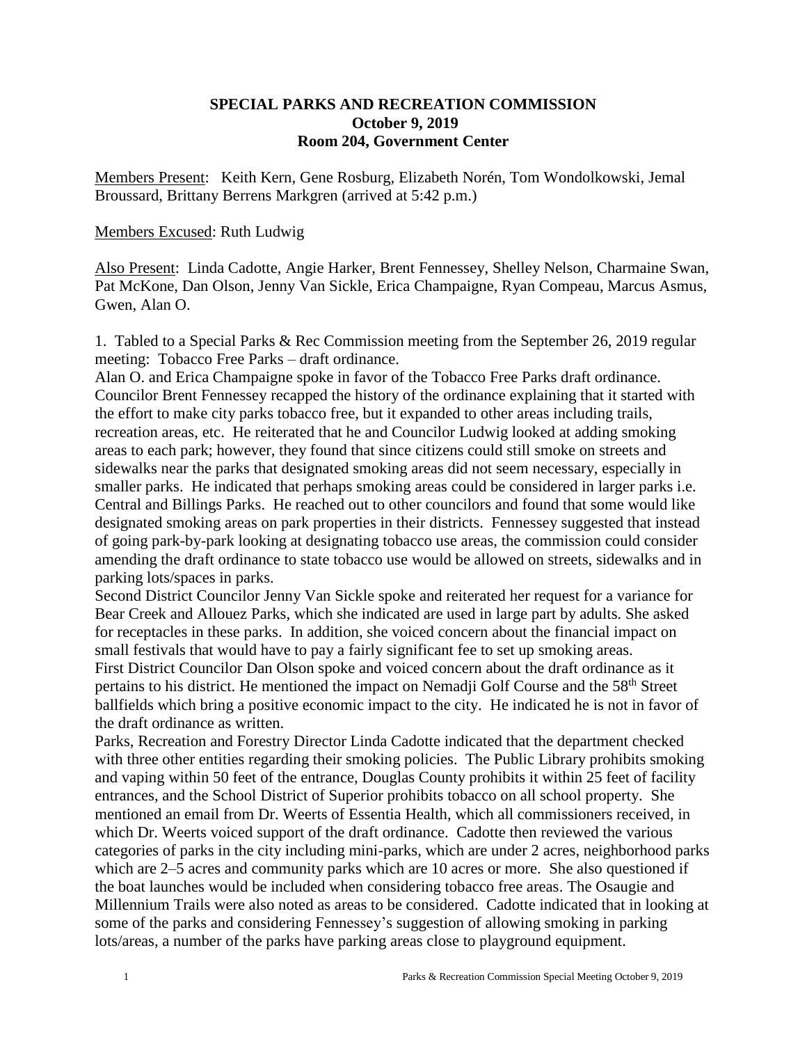**SPECIAL PARKS AND RECREATION COMMISSION**
**October 9, 2019**
**Room 204, Government Center**

Members Present: Keith Kern, Gene Rosburg, Elizabeth Norén, Tom Wondolkowski, Jemal Broussard, Brittany Berrens Markgren (arrived at 5:42 p.m.)

Members Excused: Ruth Ludwig

Also Present: Linda Cadotte, Angie Harker, Brent Fennessey, Shelley Nelson, Charmaine Swan, Pat McKone, Dan Olson, Jenny Van Sickle, Erica Champaigne, Ryan Compeau, Marcus Asmus, Gwen, Alan O.

1. Tabled to a Special Parks & Rec Commission meeting from the September 26, 2019 regular meeting: Tobacco Free Parks – draft ordinance.
Alan O. and Erica Champaigne spoke in favor of the Tobacco Free Parks draft ordinance. Councilor Brent Fennessey recapped the history of the ordinance explaining that it started with the effort to make city parks tobacco free, but it expanded to other areas including trails, recreation areas, etc. He reiterated that he and Councilor Ludwig looked at adding smoking areas to each park; however, they found that since citizens could still smoke on streets and sidewalks near the parks that designated smoking areas did not seem necessary, especially in smaller parks. He indicated that perhaps smoking areas could be considered in larger parks i.e. Central and Billings Parks. He reached out to other councilors and found that some would like designated smoking areas on park properties in their districts. Fennessey suggested that instead of going park-by-park looking at designating tobacco use areas, the commission could consider amending the draft ordinance to state tobacco use would be allowed on streets, sidewalks and in parking lots/spaces in parks.
Second District Councilor Jenny Van Sickle spoke and reiterated her request for a variance for Bear Creek and Allouez Parks, which she indicated are used in large part by adults. She asked for receptacles in these parks. In addition, she voiced concern about the financial impact on small festivals that would have to pay a fairly significant fee to set up smoking areas.
First District Councilor Dan Olson spoke and voiced concern about the draft ordinance as it pertains to his district. He mentioned the impact on Nemadji Golf Course and the 58th Street ballfields which bring a positive economic impact to the city. He indicated he is not in favor of the draft ordinance as written.
Parks, Recreation and Forestry Director Linda Cadotte indicated that the department checked with three other entities regarding their smoking policies. The Public Library prohibits smoking and vaping within 50 feet of the entrance, Douglas County prohibits it within 25 feet of facility entrances, and the School District of Superior prohibits tobacco on all school property. She mentioned an email from Dr. Weerts of Essentia Health, which all commissioners received, in which Dr. Weerts voiced support of the draft ordinance. Cadotte then reviewed the various categories of parks in the city including mini-parks, which are under 2 acres, neighborhood parks which are 2–5 acres and community parks which are 10 acres or more. She also questioned if the boat launches would be included when considering tobacco free areas. The Osaugie and Millennium Trails were also noted as areas to be considered. Cadotte indicated that in looking at some of the parks and considering Fennessey's suggestion of allowing smoking in parking lots/areas, a number of the parks have parking areas close to playground equipment.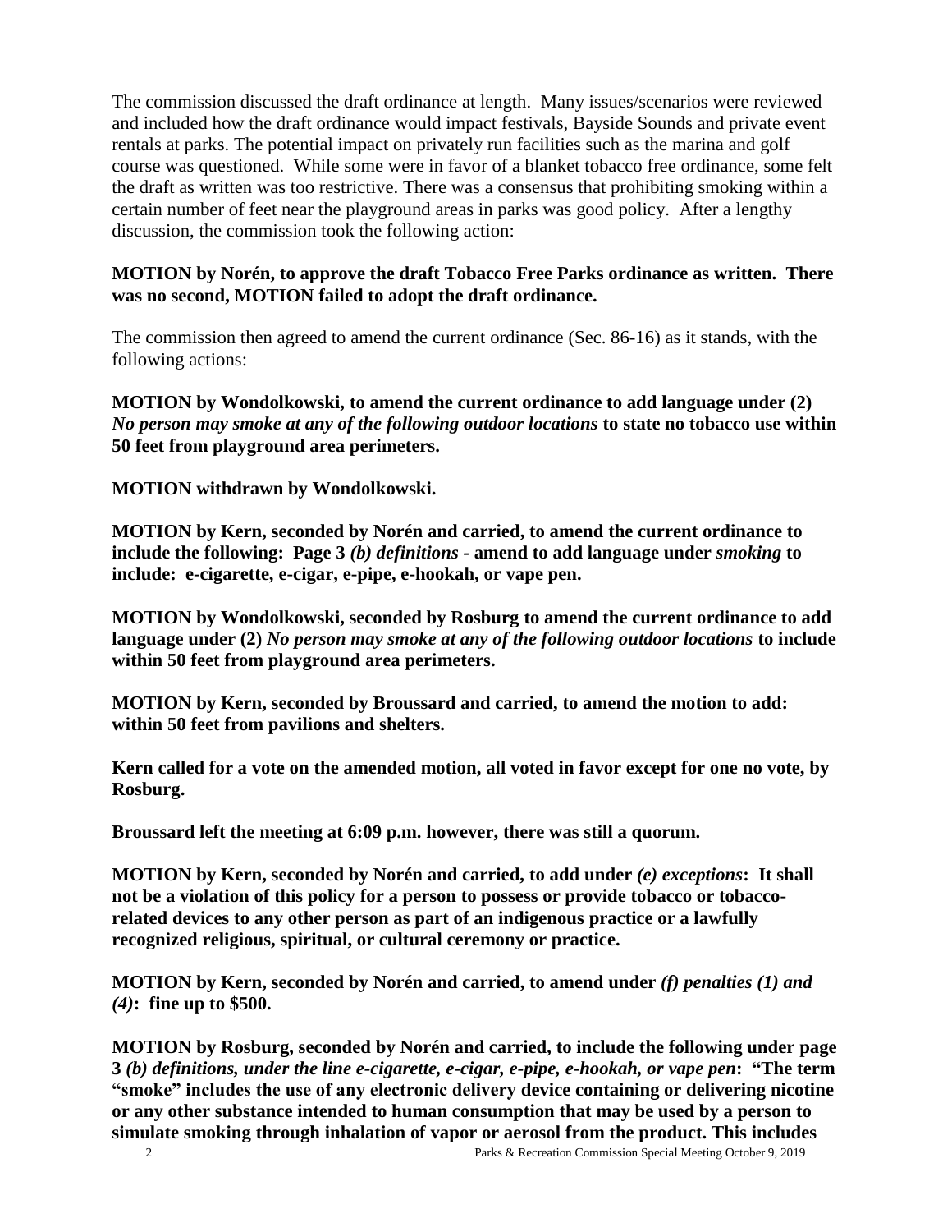The commission discussed the draft ordinance at length. Many issues/scenarios were reviewed and included how the draft ordinance would impact festivals, Bayside Sounds and private event rentals at parks. The potential impact on privately run facilities such as the marina and golf course was questioned. While some were in favor of a blanket tobacco free ordinance, some felt the draft as written was too restrictive. There was a consensus that prohibiting smoking within a certain number of feet near the playground areas in parks was good policy. After a lengthy discussion, the commission took the following action:

**MOTION by Norén, to approve the draft Tobacco Free Parks ordinance as written. There was no second, MOTION failed to adopt the draft ordinance.**

The commission then agreed to amend the current ordinance (Sec. 86-16) as it stands, with the following actions:

**MOTION by Wondolkowski, to amend the current ordinance to add language under (2) *No person may smoke at any of the following outdoor locations* to state no tobacco use within 50 feet from playground area perimeters.**

**MOTION withdrawn by Wondolkowski.**

**MOTION by Kern, seconded by Norén and carried, to amend the current ordinance to include the following: Page 3 *(b) definitions* - amend to add language under *smoking* to include: e-cigarette, e-cigar, e-pipe, e-hookah, or vape pen.**

**MOTION by Wondolkowski, seconded by Rosburg to amend the current ordinance to add language under (2) *No person may smoke at any of the following outdoor locations* to include within 50 feet from playground area perimeters.**

**MOTION by Kern, seconded by Broussard and carried, to amend the motion to add: within 50 feet from pavilions and shelters.**

**Kern called for a vote on the amended motion, all voted in favor except for one no vote, by Rosburg.**

**Broussard left the meeting at 6:09 p.m. however, there was still a quorum.**

**MOTION by Kern, seconded by Norén and carried, to add under *(e) exceptions*: It shall not be a violation of this policy for a person to possess or provide tobacco or tobacco-related devices to any other person as part of an indigenous practice or a lawfully recognized religious, spiritual, or cultural ceremony or practice.**

**MOTION by Kern, seconded by Norén and carried, to amend under *(f) penalties (1) and (4)*: fine up to $500.**

**MOTION by Rosburg, seconded by Norén and carried, to include the following under page 3 *(b) definitions, under the line e-cigarette, e-cigar, e-pipe, e-hookah, or vape pen*: "The term "smoke" includes the use of any electronic delivery device containing or delivering nicotine or any other substance intended to human consumption that may be used by a person to simulate smoking through inhalation of vapor or aerosol from the product. This includes**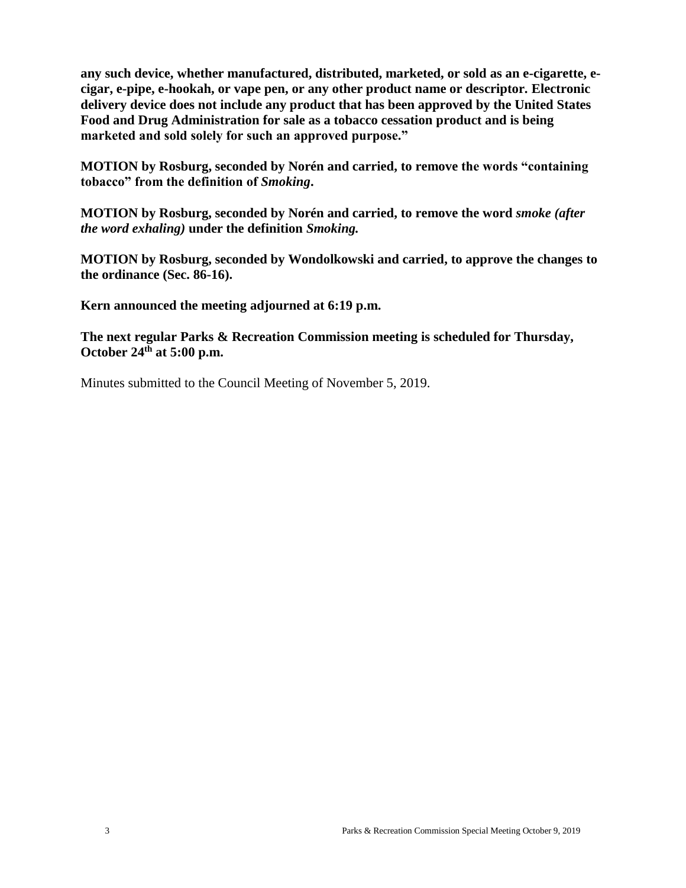**any such device, whether manufactured, distributed, marketed, or sold as an e-cigarette, e-cigar, e-pipe, e-hookah, or vape pen, or any other product name or descriptor. Electronic delivery device does not include any product that has been approved by the United States Food and Drug Administration for sale as a tobacco cessation product and is being marketed and sold solely for such an approved purpose."**

**MOTION by Rosburg, seconded by Norén and carried, to remove the words "containing tobacco" from the definition of *Smoking*.**

**MOTION by Rosburg, seconded by Norén and carried, to remove the word *smoke (after the word exhaling)* under the definition *Smoking.***

**MOTION by Rosburg, seconded by Wondolkowski and carried, to approve the changes to the ordinance (Sec. 86-16).**

**Kern announced the meeting adjourned at 6:19 p.m.**

**The next regular Parks & Recreation Commission meeting is scheduled for Thursday, October 24th at 5:00 p.m.**

Minutes submitted to the Council Meeting of November 5, 2019.